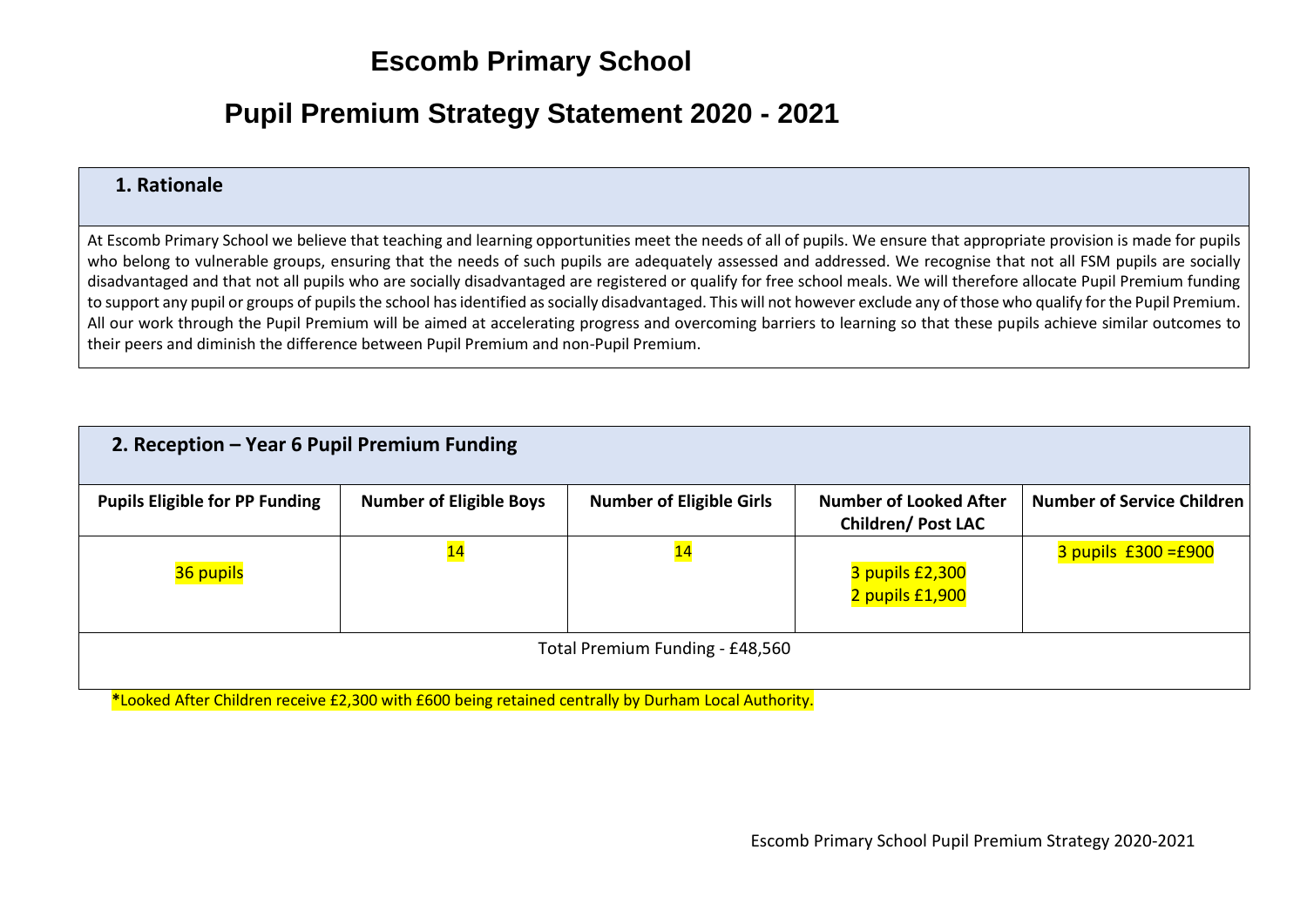# Escomb Primary School

# Pupil Premium Strategy Statement 2020 - 2021

## 1. Rationale

At Escomb Primary School we believe that teaching and learning opportunities meet the needs of all of pupils. We ensure that appropriate provision is made for pupils who belong to vulnerable groups, ensuring that the needs of such pupils are adequately assessed and addressed. We recognise that not all FSM pupils are socially disadvantaged and that not all pupils who are socially disadvantaged are registered or qualify for free school meals. We will therefore allocate Pupil Premium funding to support any pupil or groups of pupils the school has identified as socially disadvantaged. This will not however exclude any of those who qualify for the Pupil Premium. All our work through the Pupil Premium will be aimed at accelerating progress and overcoming barriers to learning so that these pupils achieve similar outcomes to their peers and diminish the difference between Pupil Premium and non-Pupil Premium.

## 2. Reception – Year 6 Pupil Premium Funding

| Pupils Eligible for PP Funding | Number of Eligible Boys | Number of Eligible Girls | Number of Looked After Children/ Post LAC | Number of Service Children |
|---|---|---|---|---|
| 36 pupils | 14 | 14 | 3 pupils £2,300<br>2 pupils £1,900 | 3 pupils £300 =£900 |
| Total Premium Funding - £48,560 | | | | |

*Looked After Children receive £2,300 with £600 being retained centrally by Durham Local Authority.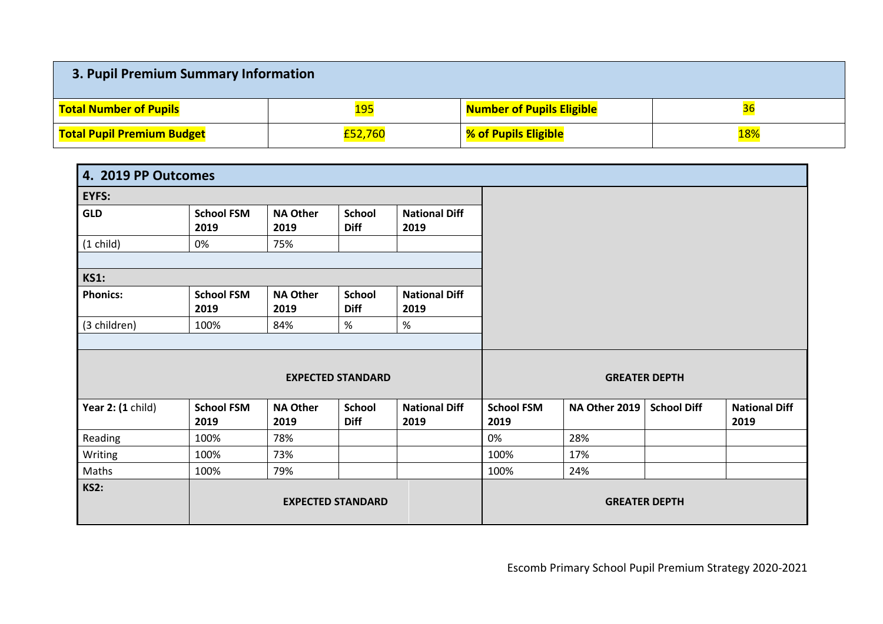| 3. Pupil Premium Summary Information | | | |
|---|---|---|---|
| **Total Number of Pupils** | 195 | **Number of Pupils Eligible** | 36 |
| **Total Pupil Premium Budget** | £52,760 | **% of Pupils Eligible** | 18% |

| 4. 2019 PP Outcomes | | | | | | | | |
|---|---|---|---|---|---|---|---|---|
| **EYFS:** | | | | | | | | |
| **GLD** | **School FSM 2019** | **NA Other 2019** | **School Diff** | **National Diff 2019** | | | | |
| (1 child) | 0% | 75% | | | | | | |
| **KS1:** | | | | | | | | |
| **Phonics:** | **School FSM 2019** | **NA Other 2019** | **School Diff** | **National Diff 2019** | | | | |
| (3 children) | 100% | 84% | % | % | | | | |
| | **EXPECTED STANDARD** | | | | **GREATER DEPTH** | | | |
| **Year 2: (1** child) | **School FSM 2019** | **NA Other 2019** | **School Diff** | **National Diff 2019** | **School FSM 2019** | **NA Other 2019** | **School Diff** | **National Diff 2019** |
| Reading | 100% | 78% | | | 0% | 28% | | |
| Writing | 100% | 73% | | | 100% | 17% | | |
| Maths | 100% | 79% | | | 100% | 24% | | |
| **KS2:** | **EXPECTED STANDARD** | | | | **GREATER DEPTH** | | | |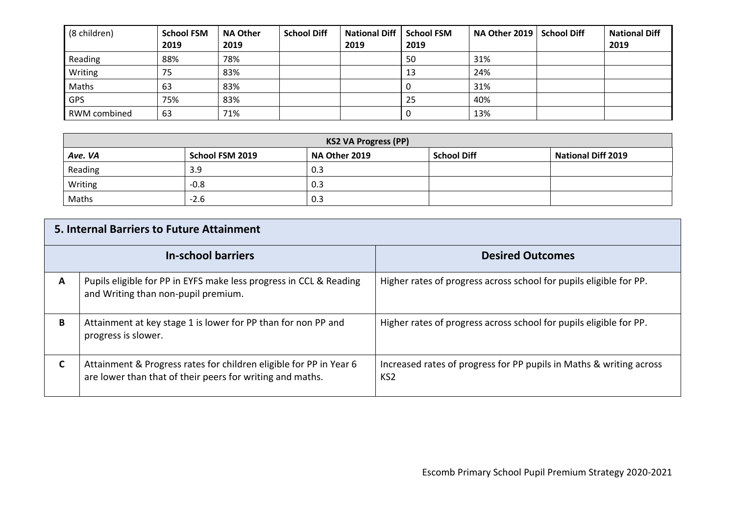| (8 children) | School FSM 2019 | NA Other 2019 | School Diff | National Diff 2019 | School FSM 2019 | NA Other 2019 | School Diff | National Diff 2019 |
|---|---|---|---|---|---|---|---|---|
| Reading | 88% | 78% | | | 50 | 31% | | |
| Writing | 75 | 83% | | | 13 | 24% | | |
| Maths | 63 | 83% | | | 0 | 31% | | |
| GPS | 75% | 83% | | | 25 | 40% | | |
| RWM combined | 63 | 71% | | | 0 | 13% | | |

| KS2 VA Progress (PP) | | | | |
|---|---|---|---|---|
| ***Ave. VA*** | **School FSM 2019** | **NA Other 2019** | **School Diff** | **National Diff 2019** |
| Reading | 3.9 | 0.3 | | |
| Writing | -0.8 | 0.3 | | |
| Maths | -2.6 | 0.3 | | |

## 5. Internal Barriers to Future Attainment

| | In-school barriers | Desired Outcomes |
|---|---|---|
| **A** | Pupils eligible for PP in EYFS make less progress in CCL & Reading and Writing than non-pupil premium. | Higher rates of progress across school for pupils eligible for PP. |
| **B** | Attainment at key stage 1 is lower for PP than for non PP and progress is slower. | Higher rates of progress across school for pupils eligible for PP. |
| **C** | Attainment & Progress rates for children eligible for PP in Year 6 are lower than that of their peers for writing and maths. | Increased rates of progress for PP pupils in Maths & writing across KS2 |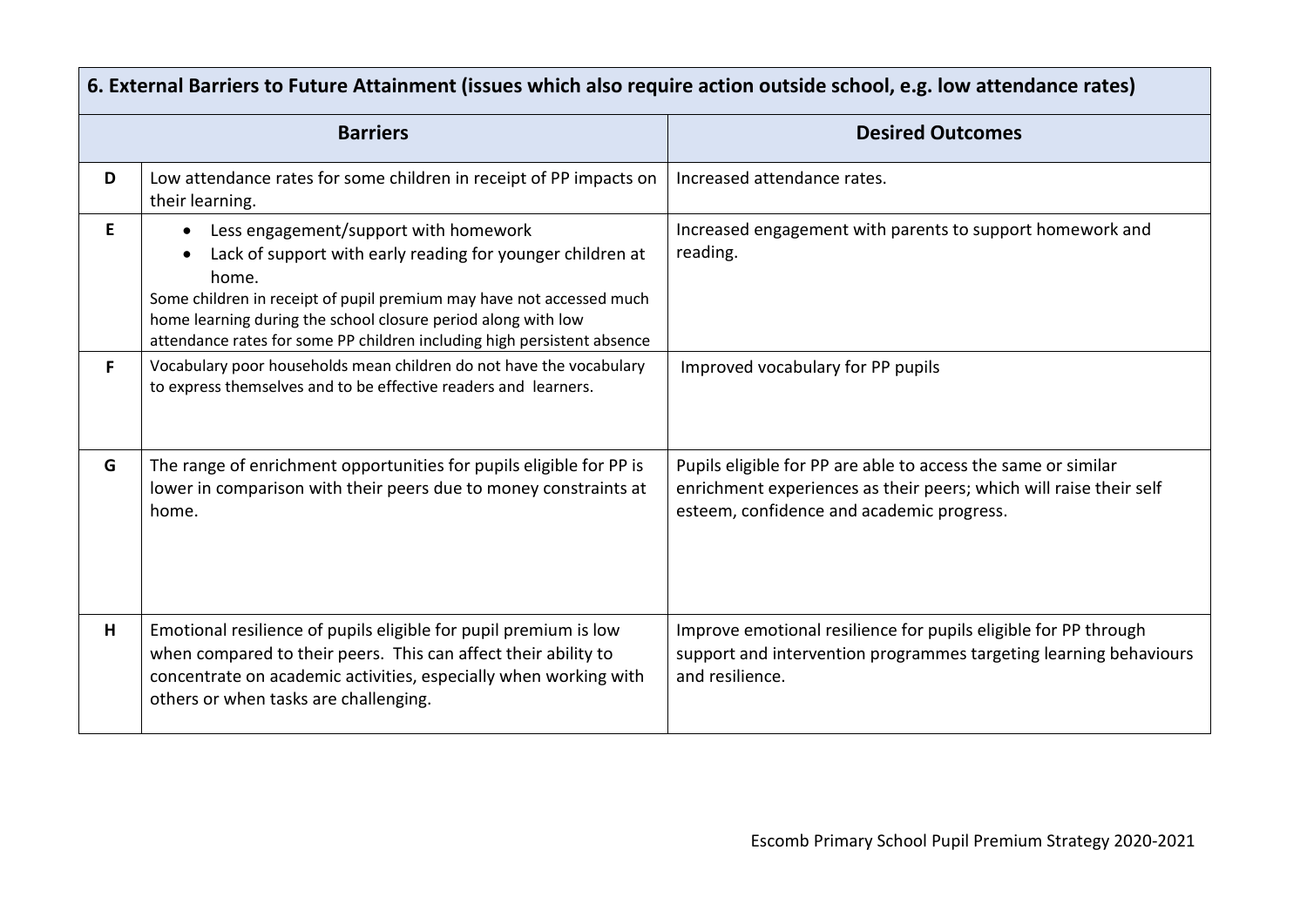| 6. External Barriers to Future Attainment (issues which also require action outside school, e.g. low attendance rates) | | |
|---|---|---|
| | **Barriers** | **Desired Outcomes** |
| **D** | Low attendance rates for some children in receipt of PP impacts on their learning. | Increased attendance rates. |
| **E** | • Less engagement/support with homework<br>• Lack of support with early reading for younger children at home.<br>Some children in receipt of pupil premium may have not accessed much home learning during the school closure period along with low attendance rates for some PP children including high persistent absence | Increased engagement with parents to support homework and reading. |
| **F** | Vocabulary poor households mean children do not have the vocabulary to express themselves and to be effective readers and learners. | Improved vocabulary for PP pupils |
| **G** | The range of enrichment opportunities for pupils eligible for PP is lower in comparison with their peers due to money constraints at home. | Pupils eligible for PP are able to access the same or similar enrichment experiences as their peers; which will raise their self esteem, confidence and academic progress. |
| **H** | Emotional resilience of pupils eligible for pupil premium is low when compared to their peers. This can affect their ability to concentrate on academic activities, especially when working with others or when tasks are challenging. | Improve emotional resilience for pupils eligible for PP through support and intervention programmes targeting learning behaviours and resilience. |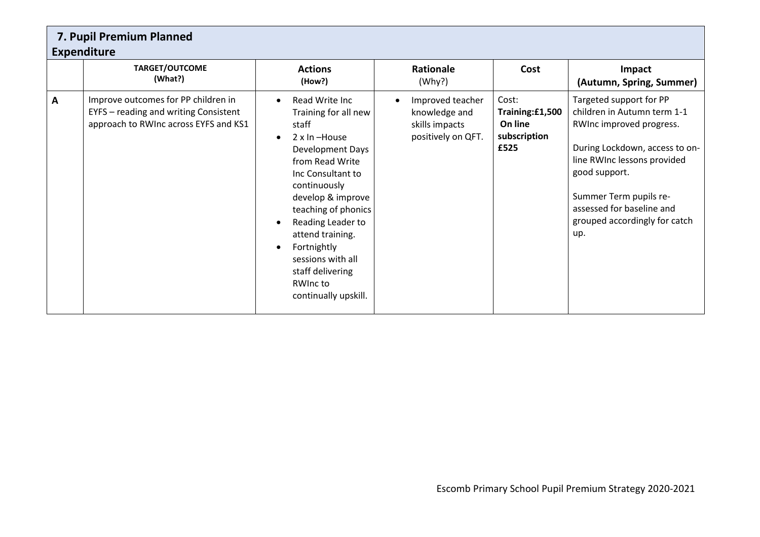## 7. Pupil Premium Planned Expenditure

| | TARGET/OUTCOME (What?) | Actions (How?) | Rationale (Why?) | Cost | Impact (Autumn, Spring, Summer) |
|---|---|---|---|---|---|
| A | Improve outcomes for PP children in EYFS – reading and writing Consistent approach to RWInc across EYFS and KS1 | • Read Write Inc Training for all new staff<br>• 2 x In –House Development Days from Read Write Inc Consultant to continuously develop & improve teaching of phonics<br>• Reading Leader to attend training.<br>• Fortnightly sessions with all staff delivering RWInc to continually upskill. | • Improved teacher knowledge and skills impacts positively on QFT. | Cost: **Training:£1,500 On line subscription £525** | Targeted support for PP children in Autumn term 1-1 RWInc improved progress.<br><br>During Lockdown, access to on-line RWInc lessons provided good support.<br><br>Summer Term pupils re-assessed for baseline and grouped accordingly for catch up. |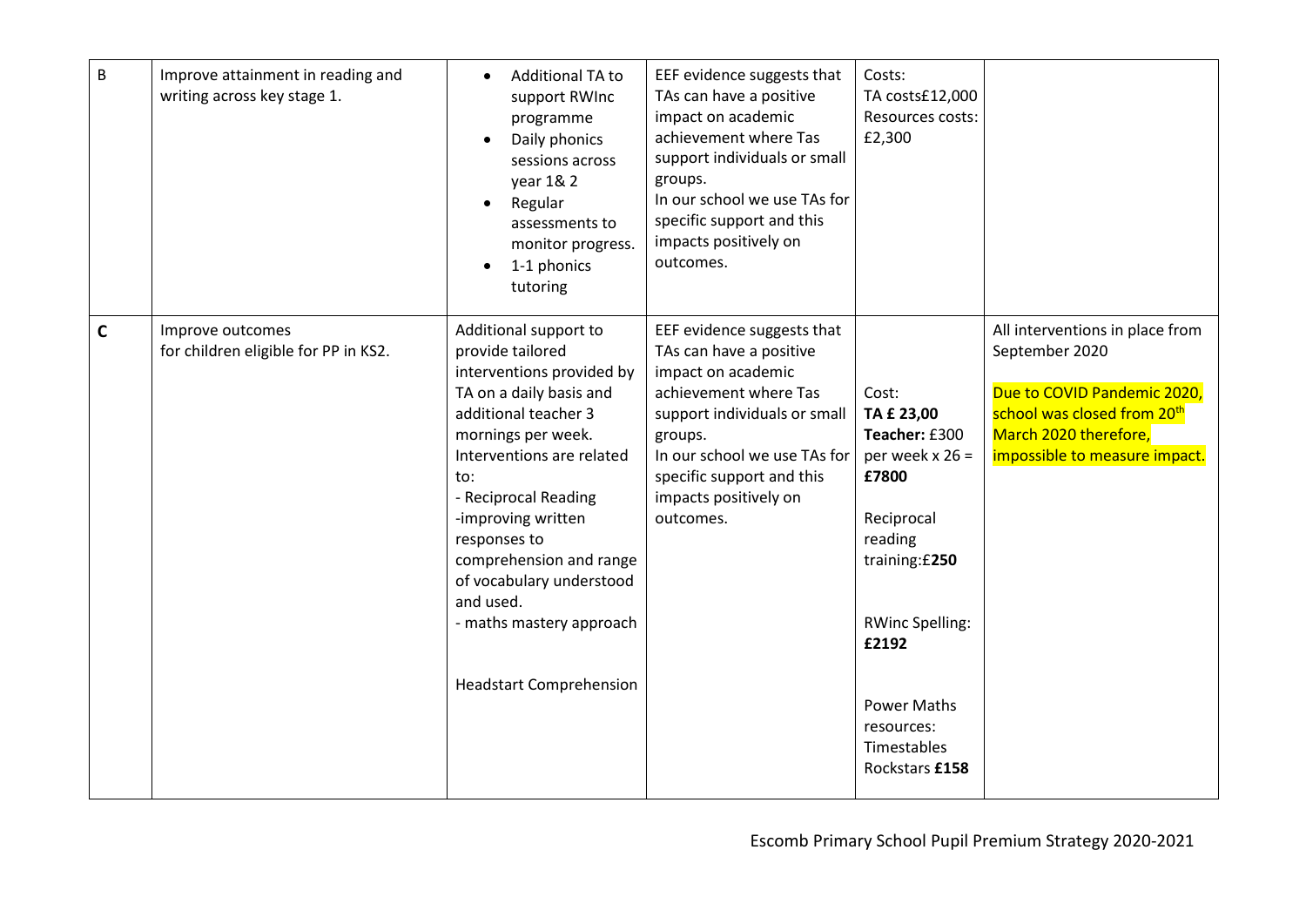| | | | | | |
|---|---|---|---|---|---|
| B | Improve attainment in reading and writing across key stage 1. | • Additional TA to support RWInc programme<br>• Daily phonics sessions across year 1& 2<br>• Regular assessments to monitor progress.<br>• 1-1 phonics tutoring | EEF evidence suggests that TAs can have a positive impact on academic achievement where Tas support individuals or small groups.<br>In our school we use TAs for specific support and this impacts positively on outcomes. | Costs:<br>TA costs£12,000<br>Resources costs: £2,300 | |
| **C** | Improve outcomes for children eligible for PP in KS2. | Additional support to provide tailored interventions provided by TA on a daily basis and additional teacher 3 mornings per week.<br>Interventions are related to:<br>- Reciprocal Reading<br>-improving written responses to comprehension and range of vocabulary understood and used.<br>- maths mastery approach<br><br>Headstart Comprehension | EEF evidence suggests that TAs can have a positive impact on academic achievement where Tas support individuals or small groups.<br>In our school we use TAs for specific support and this impacts positively on outcomes. | Cost:<br>**TA £ 23,00**<br>**Teacher:** £300 per week x 26 = **£7800**<br><br>Reciprocal reading training:£**250**<br><br>RWinc Spelling: **£2192**<br><br>Power Maths resources: Timestables Rockstars **£158** | All interventions in place from September 2020<br><br>Due to COVID Pandemic 2020, school was closed from 20th March 2020 therefore, impossible to measure impact. |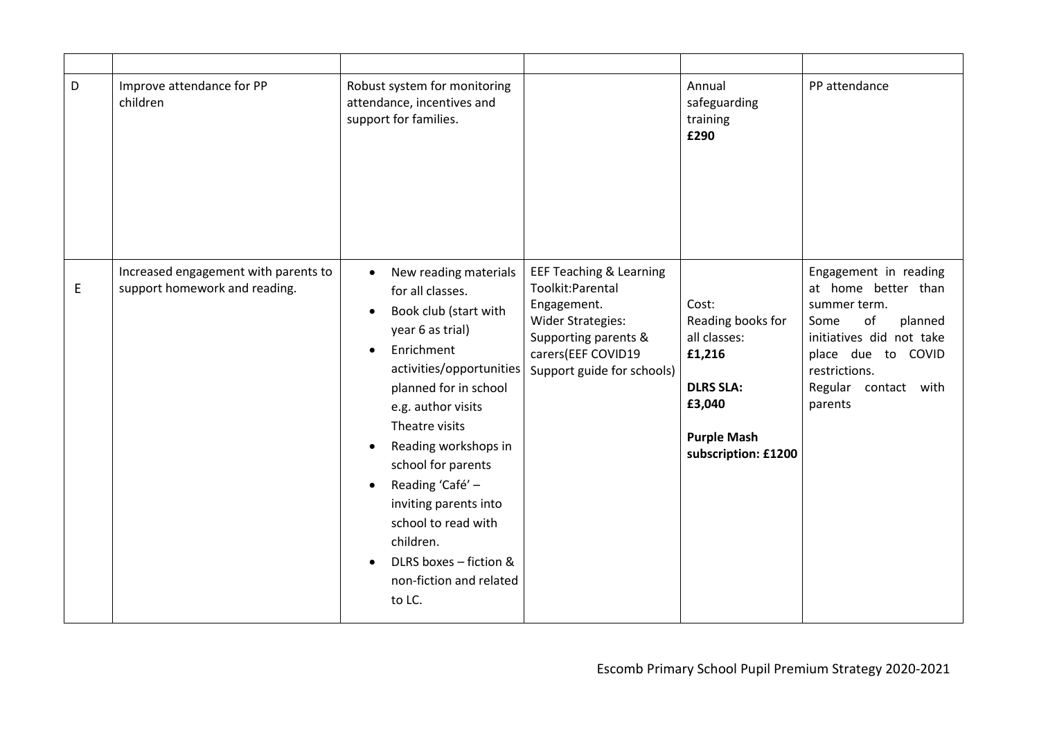| | | | | | |
|---|---|---|---|---|---|
| D | Improve attendance for PP children | Robust system for monitoring attendance, incentives and support for families. | | Annual safeguarding training<br>**£290** | PP attendance |
| E | Increased engagement with parents to support homework and reading. | • New reading materials for all classes.<br>• Book club (start with year 6 as trial)<br>• Enrichment activities/opportunities planned for in school e.g. author visits Theatre visits<br>• Reading workshops in school for parents<br>• Reading 'Café' – inviting parents into school to read with children.<br>• DLRS boxes – fiction & non-fiction and related to LC. | EEF Teaching & Learning Toolkit:Parental Engagement.<br>Wider Strategies: Supporting parents & carers(EEF COVID19 Support guide for schools) | Cost:<br>Reading books for all classes:<br>**£1,216**<br><br>**DLRS SLA:**<br>**£3,040**<br><br>**Purple Mash subscription: £1200** | Engagement in reading at home better than summer term.<br>Some of planned initiatives did not take place due to COVID restrictions.<br>Regular contact with parents |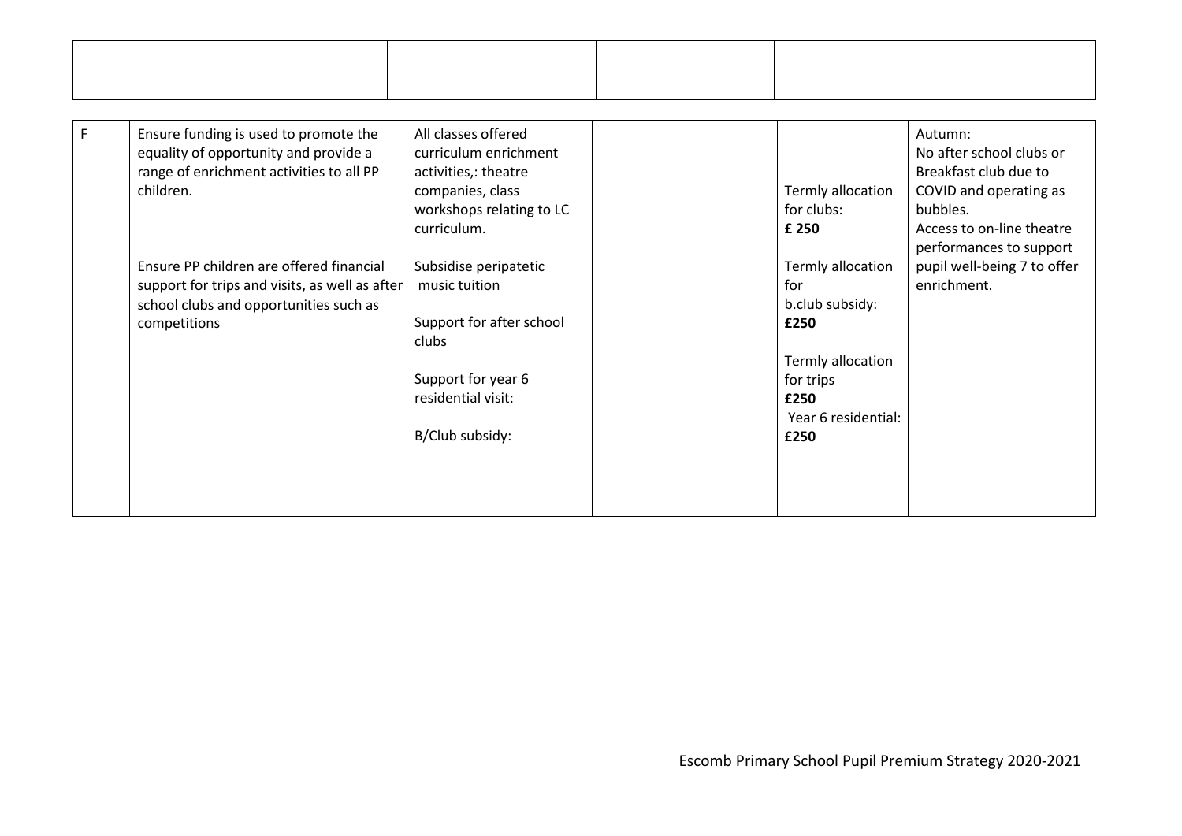| | | | | | |
|---|---|---|---|---|---|
| | | | | | |

| | | | | | |
|---|---|---|---|---|---|
| F | Ensure funding is used to promote the equality of opportunity and provide a range of enrichment activities to all PP children.<br><br>Ensure PP children are offered financial support for trips and visits, as well as after school clubs and opportunities such as competitions | All classes offered curriculum enrichment activities,: theatre companies, class workshops relating to LC curriculum.<br><br>Subsidise peripatetic music tuition<br><br>Support for after school clubs<br><br>Support for year 6 residential visit:<br><br>B/Club subsidy: | | Termly allocation for clubs: **£ 250**<br><br>Termly allocation for b.club subsidy: **£250**<br><br>Termly allocation for trips **£250**<br>Year 6 residential: £**250** | Autumn:<br>No after school clubs or Breakfast club due to COVID and operating as bubbles.<br>Access to on-line theatre performances to support pupil well-being 7 to offer enrichment. |

Escomb Primary School Pupil Premium Strategy 2020-2021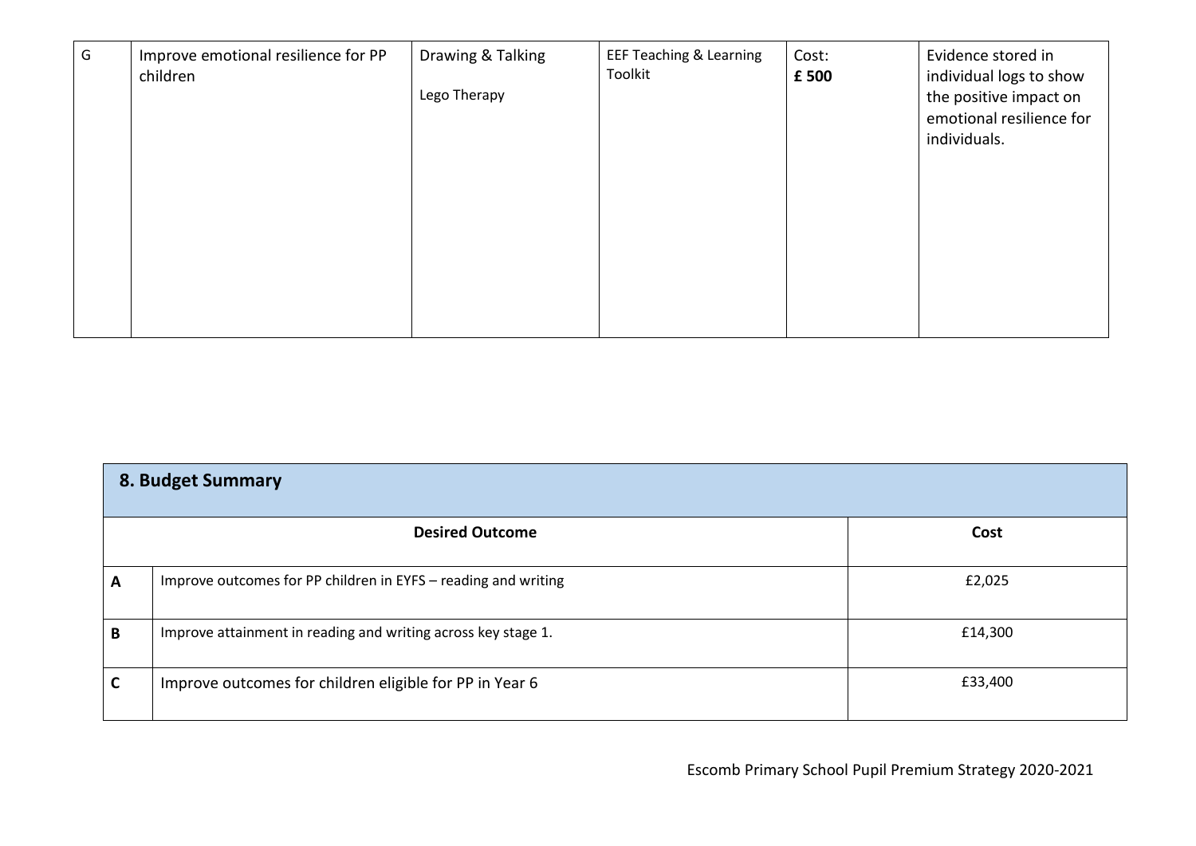| G | Improve emotional resilience for PP children | Drawing & Talking<br><br>Lego Therapy | EEF Teaching & Learning Toolkit | Cost:<br>**£ 500** | Evidence stored in individual logs to show the positive impact on emotional resilience for individuals. |
|---|---|---|---|---|---|

## 8. Budget Summary

| | Desired Outcome | Cost |
|---|---|---|
| **A** | Improve outcomes for PP children in EYFS – reading and writing | £2,025 |
| **B** | Improve attainment in reading and writing across key stage 1. | £14,300 |
| **C** | Improve outcomes for children eligible for PP in Year 6 | £33,400 |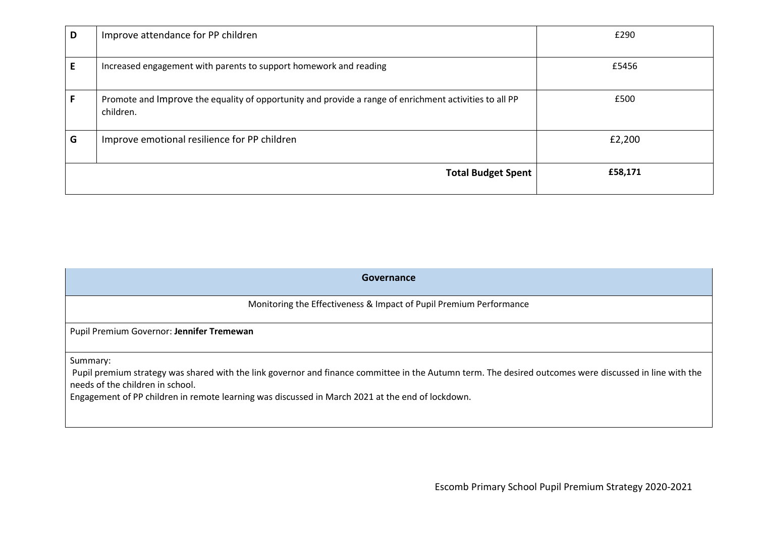| | | |
|---|---|---|
| **D** | Improve attendance for PP children | £290 |
| **E** | Increased engagement with parents to support homework and reading | £5456 |
| **F** | Promote and Improve the equality of opportunity and provide a range of enrichment activities to all PP children. | £500 |
| **G** | Improve emotional resilience for PP children | £2,200 |
| | **Total Budget Spent** | **£58,171** |

| **Governance** |
|---|
| Monitoring the Effectiveness & Impact of Pupil Premium Performance |
| Pupil Premium Governor: **Jennifer Tremewan** |
| Summary:<br>Pupil premium strategy was shared with the link governor and finance committee in the Autumn term. The desired outcomes were discussed in line with the needs of the children in school.<br>Engagement of PP children in remote learning was discussed in March 2021 at the end of lockdown. |